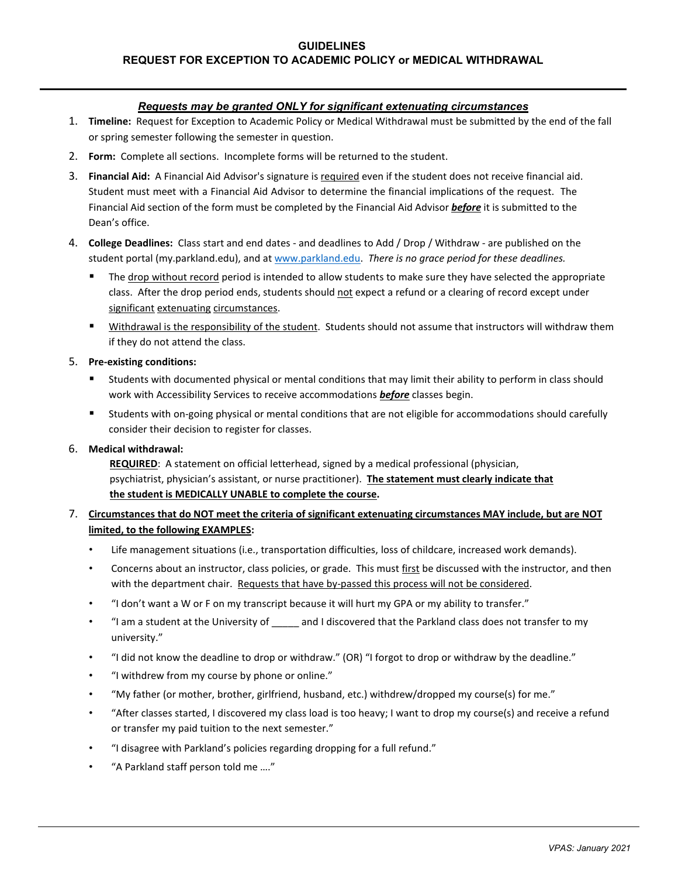# GUIDELINES
## REQUEST FOR EXCEPTION TO ACADEMIC POLICY or MEDICAL WITHDRAWAL

***Requests may be granted ONLY for significant extenuating circumstances***

1. **Timeline:** Request for Exception to Academic Policy or Medical Withdrawal must be submitted by the end of the fall or spring semester following the semester in question.
2. **Form:** Complete all sections. Incomplete forms will be returned to the student.
3. **Financial Aid:** A Financial Aid Advisor's signature is required even if the student does not receive financial aid. Student must meet with a Financial Aid Advisor to determine the financial implications of the request. The Financial Aid section of the form must be completed by the Financial Aid Advisor ***before*** it is submitted to the Dean's office.
4. **College Deadlines:** Class start and end dates - and deadlines to Add / Drop / Withdraw - are published on the student portal (my.parkland.edu), and at www.parkland.edu. *There is no grace period for these deadlines.*
   - The drop without record period is intended to allow students to make sure they have selected the appropriate class. After the drop period ends, students should not expect a refund or a clearing of record except under significant extenuating circumstances.
   - Withdrawal is the responsibility of the student. Students should not assume that instructors will withdraw them if they do not attend the class.
5. **Pre-existing conditions:**
   - Students with documented physical or mental conditions that may limit their ability to perform in class should work with Accessibility Services to receive accommodations ***before*** classes begin.
   - Students with on-going physical or mental conditions that are not eligible for accommodations should carefully consider their decision to register for classes.
6. **Medical withdrawal:**

   **REQUIRED**: A statement on official letterhead, signed by a medical professional (physician, psychiatrist, physician's assistant, or nurse practitioner). **The statement must clearly indicate that the student is MEDICALLY UNABLE to complete the course.**
7. **Circumstances that do NOT meet the criteria of significant extenuating circumstances MAY include, but are NOT limited, to the following EXAMPLES:**
   - Life management situations (i.e., transportation difficulties, loss of childcare, increased work demands).
   - Concerns about an instructor, class policies, or grade. This must first be discussed with the instructor, and then with the department chair. Requests that have by-passed this process will not be considered.
   - "I don't want a W or F on my transcript because it will hurt my GPA or my ability to transfer."
   - "I am a student at the University of _____ and I discovered that the Parkland class does not transfer to my university."
   - "I did not know the deadline to drop or withdraw." (OR) "I forgot to drop or withdraw by the deadline."
   - "I withdrew from my course by phone or online."
   - "My father (or mother, brother, girlfriend, husband, etc.) withdrew/dropped my course(s) for me."
   - "After classes started, I discovered my class load is too heavy; I want to drop my course(s) and receive a refund or transfer my paid tuition to the next semester."
   - "I disagree with Parkland's policies regarding dropping for a full refund."
   - "A Parkland staff person told me …."

*VPAS: January 2021*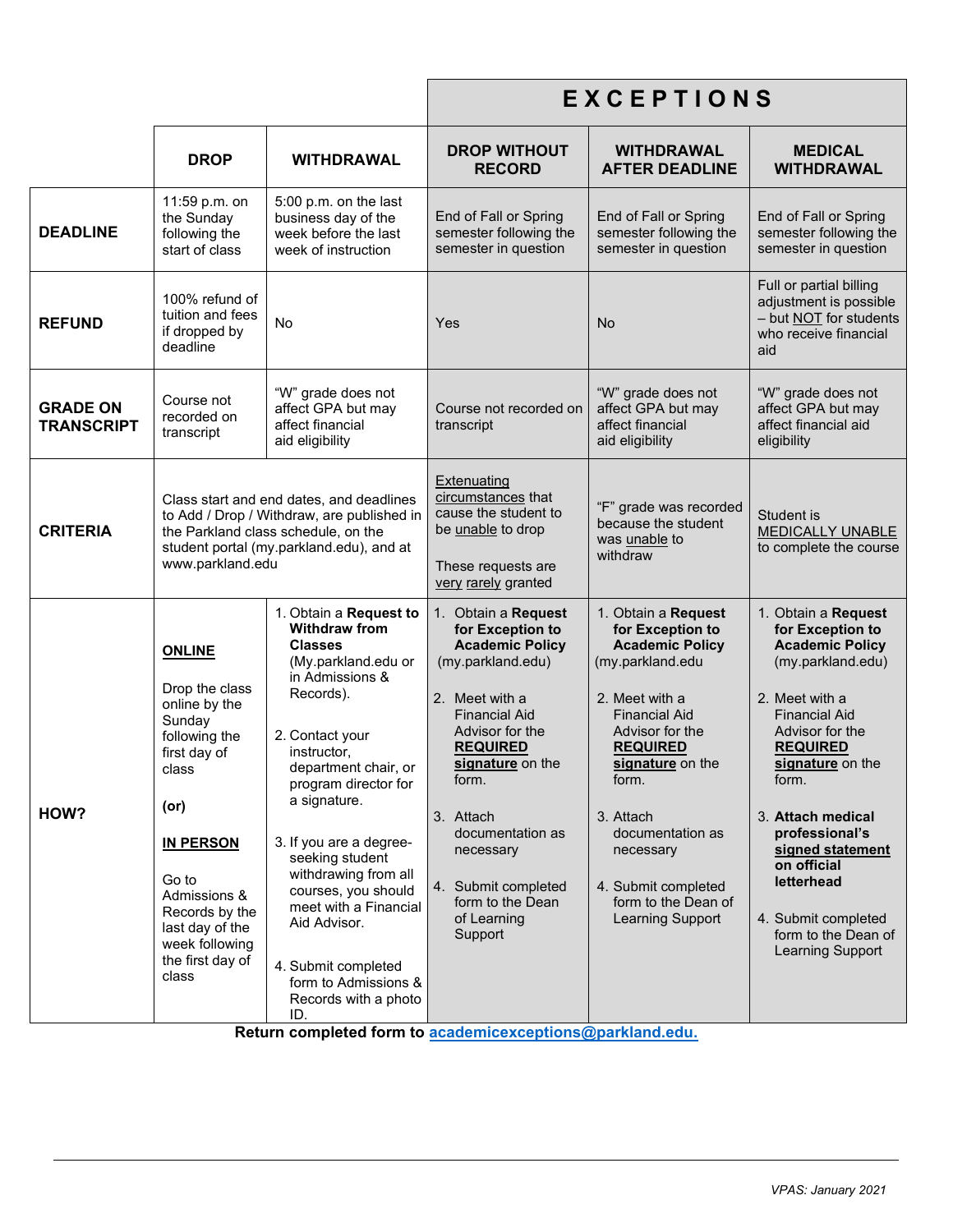| | DROP | WITHDRAWAL | EXCEPTIONS: DROP WITHOUT RECORD | EXCEPTIONS: WITHDRAWAL AFTER DEADLINE | EXCEPTIONS: MEDICAL WITHDRAWAL |
|---|---|---|---|---|---|
| **DEADLINE** | 11:59 p.m. on the Sunday following the start of class | 5:00 p.m. on the last business day of the week before the last week of instruction | End of Fall or Spring semester following the semester in question | End of Fall or Spring semester following the semester in question | End of Fall or Spring semester following the semester in question |
| **REFUND** | 100% refund of tuition and fees if dropped by deadline | No | Yes | No | Full or partial billing adjustment is possible – but NOT for students who receive financial aid |
| **GRADE ON TRANSCRIPT** | Course not recorded on transcript | "W" grade does not affect GPA but may affect financial aid eligibility | Course not recorded on transcript | "W" grade does not affect GPA but may affect financial aid eligibility | "W" grade does not affect GPA but may affect financial aid eligibility |
| **CRITERIA** | Class start and end dates, and deadlines to Add / Drop / Withdraw, are published in the Parkland class schedule, on the student portal (my.parkland.edu), and at www.parkland.edu | | Extenuating circumstances that cause the student to be unable to drop<br><br>These requests are very rarely granted | "F" grade was recorded because the student was unable to withdraw | Student is MEDICALLY UNABLE to complete the course |
| **HOW?** | **ONLINE**<br><br>Drop the class online by the Sunday following the first day of class<br><br>**(or)**<br><br>**IN PERSON**<br><br>Go to Admissions & Records by the last day of the week following the first day of class | 1. Obtain a **Request to Withdraw from Classes** (My.parkland.edu or in Admissions & Records).<br><br>2. Contact your instructor, department chair, or program director for a signature.<br><br>3. If you are a degree-seeking student withdrawing from all courses, you should meet with a Financial Aid Advisor.<br><br>4. Submit completed form to Admissions & Records with a photo ID. | 1. Obtain a **Request for Exception to Academic Policy** (my.parkland.edu)<br><br>2. Meet with a Financial Aid Advisor for the **REQUIRED signature** on the form.<br><br>3. Attach documentation as necessary<br><br>4. Submit completed form to the Dean of Learning Support | 1. Obtain a **Request for Exception to Academic Policy** (my.parkland.edu<br><br>2. Meet with a Financial Aid Advisor for the **REQUIRED signature** on the form.<br><br>3. Attach documentation as necessary<br><br>4. Submit completed form to the Dean of Learning Support | 1. Obtain a **Request for Exception to Academic Policy** (my.parkland.edu)<br><br>2. Meet with a Financial Aid Advisor for the **REQUIRED signature** on the form.<br><br>3. **Attach medical professional's signed statement on official letterhead**<br><br>4. Submit completed form to the Dean of Learning Support |

**Return completed form to academicexceptions@parkland.edu.**

*VPAS: January 2021*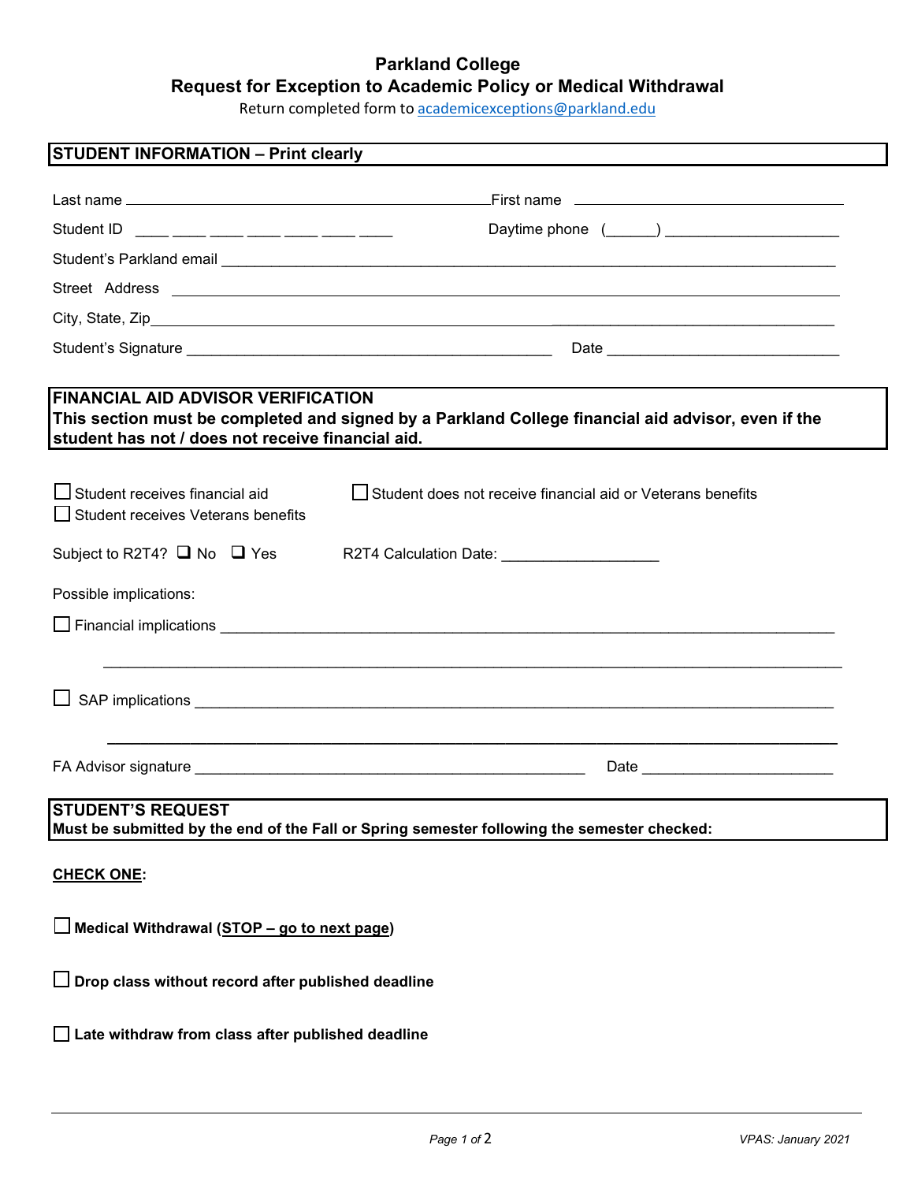# Parkland College

## Request for Exception to Academic Policy or Medical Withdrawal

Return completed form to academicexceptions@parkland.edu

**STUDENT INFORMATION – Print clearly**

Last name ______________________________ First name ______________________________

Student ID ____ ____ ____ ____ ____ ____ ____ Daytime phone (______) ____________________

Student's Parkland email ______________________________________________________________

Street Address ______________________________________________________________

City, State, Zip ______________________________________________________________

Student's Signature ____________________________________________ Date ____________________________

**FINANCIAL AID ADVISOR VERIFICATION**

**This section must be completed and signed by a Parkland College financial aid advisor, even if the student has not / does not receive financial aid.**

☐ Student receives financial aid ☐ Student does not receive financial aid or Veterans benefits

☐ Student receives Veterans benefits

Subject to R2T4? ☐ No ☐ Yes R2T4 Calculation Date: ___________________

Possible implications:

☐ Financial implications ______________________________________________________________

______________________________________________________________________________

☐ SAP implications ______________________________________________________________

______________________________________________________________________________

FA Advisor signature ________________________________________________ Date _______________________

**STUDENT'S REQUEST**

**Must be submitted by the end of the Fall or Spring semester following the semester checked:**

**CHECK ONE:**

☐ **Medical Withdrawal (STOP – go to next page)**

☐ **Drop class without record after published deadline**

☐ **Late withdraw from class after published deadline**

*VPAS: January 2021*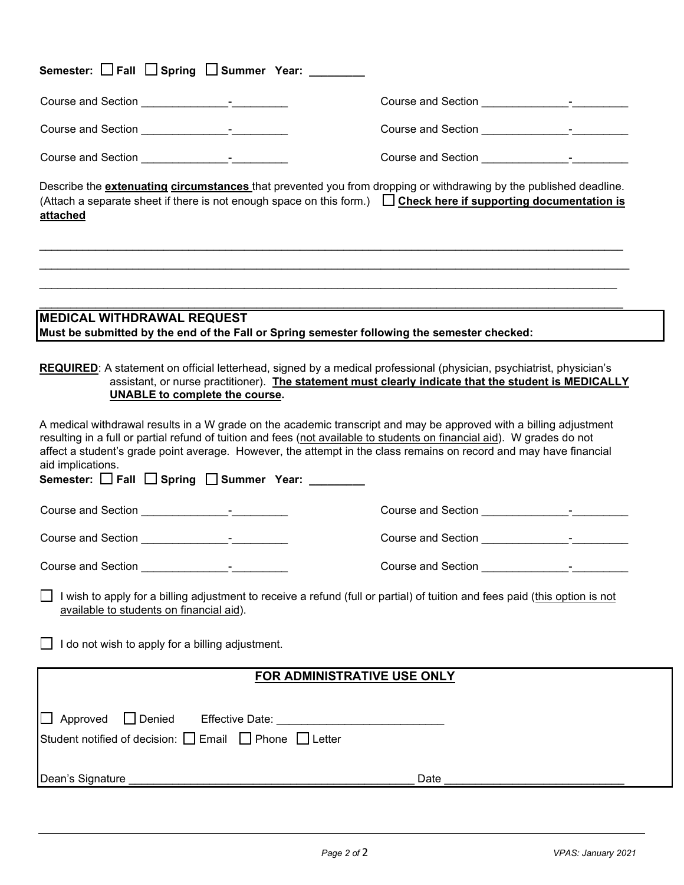**Semester:** ☐ **Fall** ☐ **Spring** ☐ **Summer Year:** _________

Course and Section ______________-_________ Course and Section ______________-_________

Course and Section ______________-_________ Course and Section ______________-_________

Course and Section ______________-_________ Course and Section ______________-_________

Describe the **extenuating circumstances** that prevented you from dropping or withdrawing by the published deadline. (Attach a separate sheet if there is not enough space on this form.) ☐ **Check here if supporting documentation is attached**

_____________________________________________________________________________________________

_____________________________________________________________________________________________

_____________________________________________________________________________________________

_____________________________________________________________________________________________

## MEDICAL WITHDRAWAL REQUEST

**Must be submitted by the end of the Fall or Spring semester following the semester checked:**

**REQUIRED**: A statement on official letterhead, signed by a medical professional (physician, psychiatrist, physician's assistant, or nurse practitioner). **The statement must clearly indicate that the student is MEDICALLY UNABLE to complete the course.**

A medical withdrawal results in a W grade on the academic transcript and may be approved with a billing adjustment resulting in a full or partial refund of tuition and fees (not available to students on financial aid). W grades do not affect a student's grade point average. However, the attempt in the class remains on record and may have financial aid implications.

**Semester:** ☐ **Fall** ☐ **Spring** ☐ **Summer Year:** _________

Course and Section ______________-_________ Course and Section ______________-_________

Course and Section ______________-_________ Course and Section ______________-_________

Course and Section ______________-_________ Course and Section ______________-_________

☐ I wish to apply for a billing adjustment to receive a refund (full or partial) of tuition and fees paid (this option is not available to students on financial aid).

☐ I do not wish to apply for a billing adjustment.

## FOR ADMINISTRATIVE USE ONLY

☐ Approved ☐ Denied Effective Date: ___________________________

Student notified of decision: ☐ Email ☐ Phone ☐ Letter

Dean's Signature _____________________________________________ Date ____________________________

VPAS: January 2021